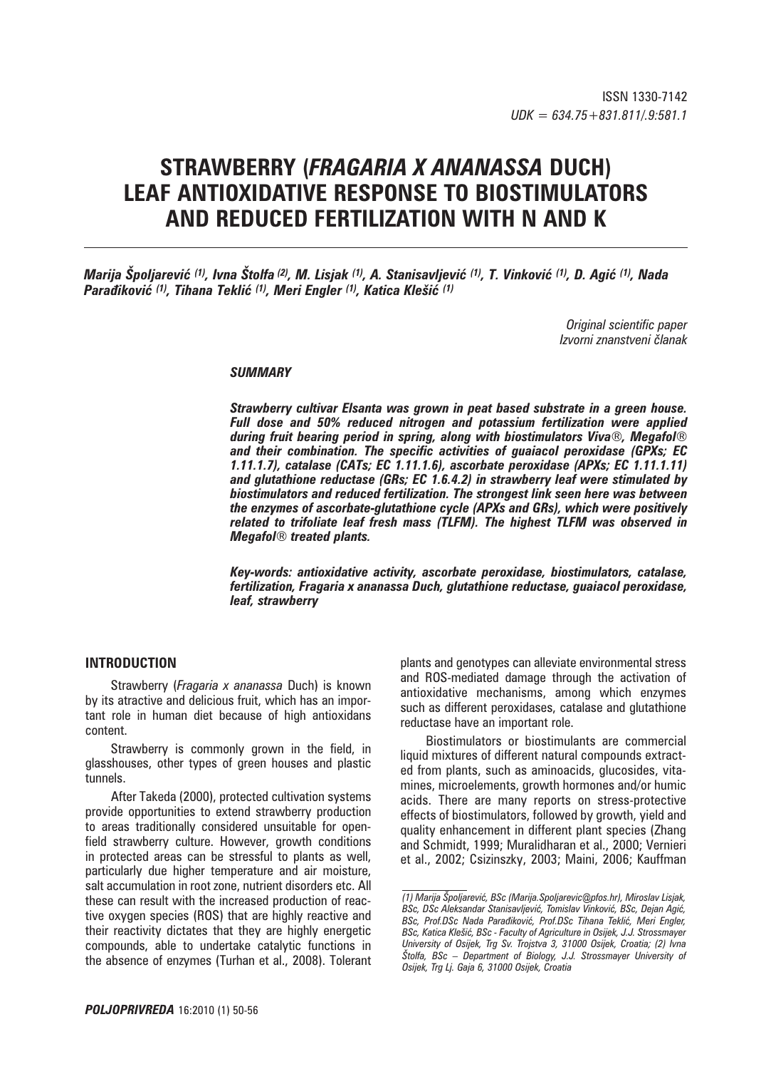ISSN 1330-7142
UDK = 634.75+831.811/.9:581.1

# STRAWBERRY (*FRAGARIA X ANANASSA* DUCH) LEAF ANTIOXIDATIVE RESPONSE TO BIOSTIMULATORS AND REDUCED FERTILIZATION WITH N AND K

***Marija Špoljarević [1], Ivna Štolfa [2], M. Lisjak [1], A. Stanisavljević [1], T. Vinković [1], D. Agić [1], Nada Parađiković [1], Tihana Teklić [1], Meri Engler [1], Katica Klešić [1]***

*Original scientific paper*
*Izvorni znanstveni članak*

***SUMMARY***

***Strawberry cultivar Elsanta was grown in peat based substrate in a green house. Full dose and 50% reduced nitrogen and potassium fertilization were applied during fruit bearing period in spring, along with biostimulators Viva®, Megafol® and their combination. The specific activities of guaiacol peroxidase (GPXs; EC 1.11.1.7), catalase (CATs; EC 1.11.1.6), ascorbate peroxidase (APXs; EC 1.11.1.11) and glutathione reductase (GRs; EC 1.6.4.2) in strawberry leaf were stimulated by biostimulators and reduced fertilization. The strongest link seen here was between the enzymes of ascorbate-glutathione cycle (APXs and GRs), which were positively related to trifoliate leaf fresh mass (TLFM). The highest TLFM was observed in Megafol® treated plants.***

***Key-words: antioxidative activity, ascorbate peroxidase, biostimulators, catalase, fertilization, Fragaria x ananassa Duch, glutathione reductase, guaiacol peroxidase, leaf, strawberry***

## INTRODUCTION

Strawberry (*Fragaria x ananassa* Duch) is known by its atractive and delicious fruit, which has an important role in human diet because of high antioxidans content.

Strawberry is commonly grown in the field, in glasshouses, other types of green houses and plastic tunnels.

After Takeda (2000), protected cultivation systems provide opportunities to extend strawberry production to areas traditionally considered unsuitable for open-field strawberry culture. However, growth conditions in protected areas can be stressful to plants as well, particularly due higher temperature and air moisture, salt accumulation in root zone, nutrient disorders etc. All these can result with the increased production of reactive oxygen species (ROS) that are highly reactive and their reactivity dictates that they are highly energetic compounds, able to undertake catalytic functions in the absence of enzymes (Turhan et al., 2008). Tolerant plants and genotypes can alleviate environmental stress and ROS-mediated damage through the activation of antioxidative mechanisms, among which enzymes such as different peroxidases, catalase and glutathione reductase have an important role.

Biostimulators or biostimulants are commercial liquid mixtures of different natural compounds extracted from plants, such as aminoacids, glucosides, vitamines, microelements, growth hormones and/or humic acids. There are many reports on stress-protective effects of biostimulators, followed by growth, yield and quality enhancement in different plant species (Zhang and Schmidt, 1999; Muralidharan et al., 2000; Vernieri et al., 2002; Csizinszky, 2003; Maini, 2006; Kauffman

---

*(1) Marija Špoljarević, BSc (Marija.Spoljarevic@pfos.hr), Miroslav Lisjak, BSc, DSc Aleksandar Stanisavljević, Tomislav Vinković, BSc, Dejan Agić, BSc, Prof.DSc Nada Parađiković, Prof.DSc Tihana Teklić, Meri Engler, BSc, Katica Klešić, BSc - Faculty of Agriculture in Osijek, J.J. Strossmayer University of Osijek, Trg Sv. Trojstva 3, 31000 Osijek, Croatia; (2) Ivna Štolfa, BSc – Department of Biology, J.J. Strossmayer University of Osijek, Trg Lj. Gaja 6, 31000 Osijek, Croatia*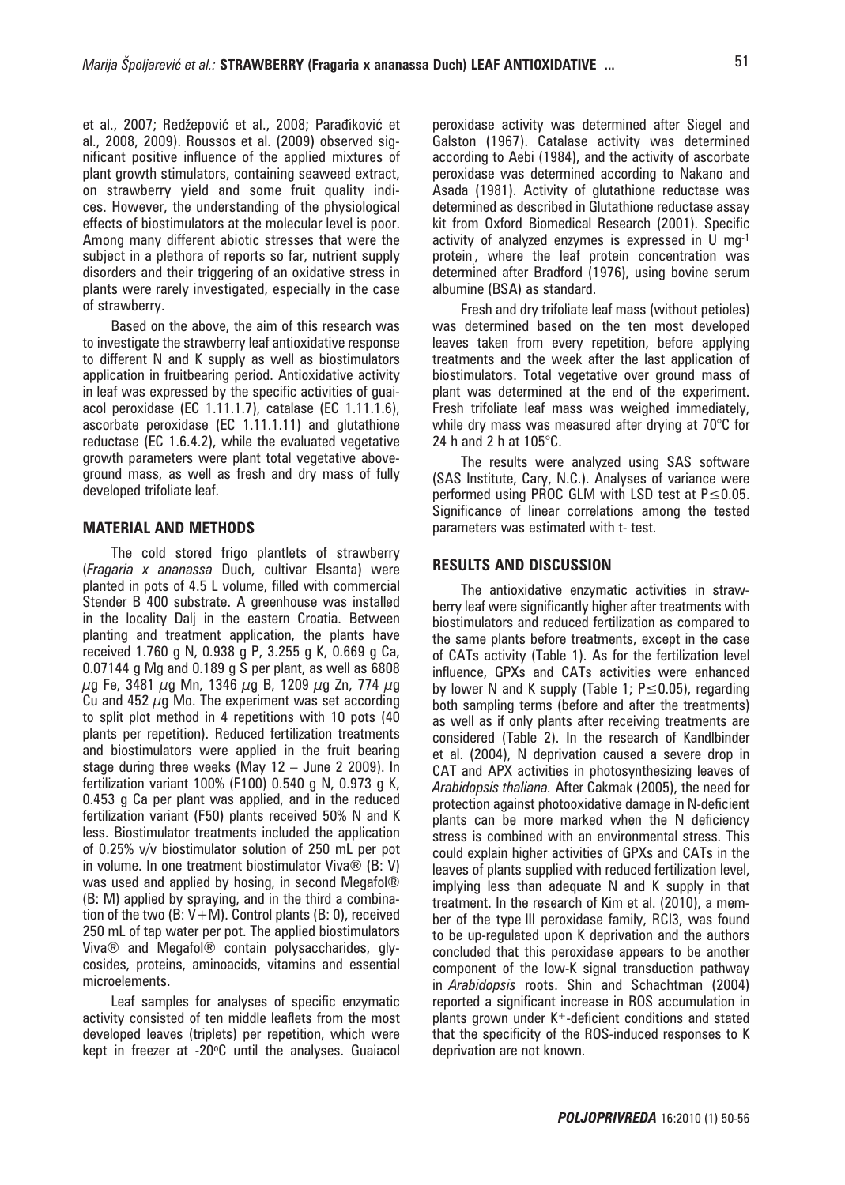et al., 2007; Redžepović et al., 2008; Parađiković et al., 2008, 2009). Roussos et al. (2009) observed significant positive influence of the applied mixtures of plant growth stimulators, containing seaweed extract, on strawberry yield and some fruit quality indices. However, the understanding of the physiological effects of biostimulators at the molecular level is poor. Among many different abiotic stresses that were the subject in a plethora of reports so far, nutrient supply disorders and their triggering of an oxidative stress in plants were rarely investigated, especially in the case of strawberry.

Based on the above, the aim of this research was to investigate the strawberry leaf antioxidative response to different N and K supply as well as biostimulators application in fruitbearing period. Antioxidative activity in leaf was expressed by the specific activities of guaiacol peroxidase (EC 1.11.1.7), catalase (EC 1.11.1.6), ascorbate peroxidase (EC 1.11.1.11) and glutathione reductase (EC 1.6.4.2), while the evaluated vegetative growth parameters were plant total vegetative aboveground mass, as well as fresh and dry mass of fully developed trifoliate leaf.

## MATERIAL AND METHODS

The cold stored frigo plantlets of strawberry (*Fragaria x ananassa* Duch, cultivar Elsanta) were planted in pots of 4.5 L volume, filled with commercial Stender B 400 substrate. A greenhouse was installed in the locality Dalj in the eastern Croatia. Between planting and treatment application, the plants have received 1.760 g N, 0.938 g P, 3.255 g K, 0.669 g Ca, 0.07144 g Mg and 0.189 g S per plant, as well as 6808 $\mu$g Fe, 3481 $\mu$g Mn, 1346 $\mu$g B, 1209 $\mu$g Zn, 774 $\mu$g Cu and 452 $\mu$g Mo. The experiment was set according to split plot method in 4 repetitions with 10 pots (40 plants per repetition). Reduced fertilization treatments and biostimulators were applied in the fruit bearing stage during three weeks (May 12 – June 2 2009). In fertilization variant 100% (F100) 0.540 g N, 0.973 g K, 0.453 g Ca per plant was applied, and in the reduced fertilization variant (F50) plants received 50% N and K less. Biostimulator treatments included the application of 0.25% v/v biostimulator solution of 250 mL per pot in volume. In one treatment biostimulator Viva® (B: V) was used and applied by hosing, in second Megafol® (B: M) applied by spraying, and in the third a combination of the two (B: V+M). Control plants (B: 0), received 250 mL of tap water per pot. The applied biostimulators Viva® and Megafol® contain polysaccharides, glycosides, proteins, aminoacids, vitamins and essential microelements.

Leaf samples for analyses of specific enzymatic activity consisted of ten middle leaflets from the most developed leaves (triplets) per repetition, which were kept in freezer at -20°C until the analyses. Guaiacol peroxidase activity was determined after Siegel and Galston (1967). Catalase activity was determined according to Aebi (1984), and the activity of ascorbate peroxidase was determined according to Nakano and Asada (1981). Activity of glutathione reductase was determined as described in Glutathione reductase assay kit from Oxford Biomedical Research (2001). Specific activity of analyzed enzymes is expressed in U $mg^{-1}$ protein, where the leaf protein concentration was determined after Bradford (1976), using bovine serum albumine (BSA) as standard.

Fresh and dry trifoliate leaf mass (without petioles) was determined based on the ten most developed leaves taken from every repetition, before applying treatments and the week after the last application of biostimulators. Total vegetative over ground mass of plant was determined at the end of the experiment. Fresh trifoliate leaf mass was weighed immediately, while dry mass was measured after drying at 70°C for 24 h and 2 h at 105°C.

The results were analyzed using SAS software (SAS Institute, Cary, N.C.). Analyses of variance were performed using PROC GLM with LSD test at $P \leq 0.05$. Significance of linear correlations among the tested parameters was estimated with t- test.

## RESULTS AND DISCUSSION

The antioxidative enzymatic activities in strawberry leaf were significantly higher after treatments with biostimulators and reduced fertilization as compared to the same plants before treatments, except in the case of CATs activity (Table 1). As for the fertilization level influence, GPXs and CATs activities were enhanced by lower N and K supply (Table 1; $P \leq 0.05$), regarding both sampling terms (before and after the treatments) as well as if only plants after receiving treatments are considered (Table 2). In the research of Kandlbinder et al. (2004), N deprivation caused a severe drop in CAT and APX activities in photosynthesizing leaves of *Arabidopsis thaliana.* After Cakmak (2005), the need for protection against photooxidative damage in N-deficient plants can be more marked when the N deficiency stress is combined with an environmental stress. This could explain higher activities of GPXs and CATs in the leaves of plants supplied with reduced fertilization level, implying less than adequate N and K supply in that treatment. In the research of Kim et al. (2010), a member of the type III peroxidase family, RCI3, was found to be up-regulated upon K deprivation and the authors concluded that this peroxidase appears to be another component of the low-K signal transduction pathway in *Arabidopsis* roots. Shin and Schachtman (2004) reported a significant increase in ROS accumulation in plants grown under $K^{+}$-deficient conditions and stated that the specificity of the ROS-induced responses to K deprivation are not known.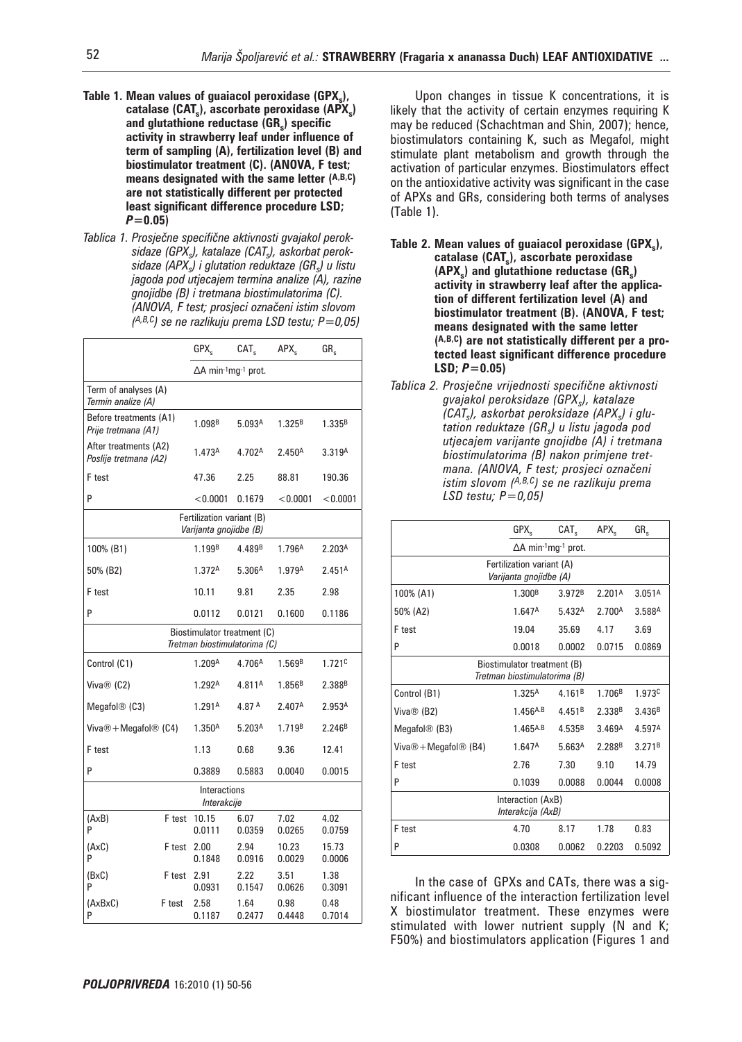**Table 1. Mean values of guaiacol peroxidase ($GPX_s$), catalase ($CAT_s$), ascorbate peroxidase ($APX_s$) and glutathione reductase ($GR_s$) specific activity in strawberry leaf under influence of term of sampling (A), fertilization level (B) and biostimulator treatment (C). (ANOVA, F test; means designated with the same letter (A,B,C) are not statistically different per protected least significant difference procedure LSD; $P=0.05$)**

*Tablica 1. Prosječne specifične aktivnosti gvajakol peroksidaze ($GPX_s$), katalaze ($CAT_s$), askorbat peroksidaze ($APX_s$) i glutation reduktaze ($GR_s$) u listu jagoda pod utjecajem termina analize (A), razine gnojidbe (B) i tretmana biostimulatorima (C). (ANOVA, F test; prosjeci označeni istim slovom (A,B,C) se ne razlikuju prema LSD testu; P=0,05)*

| | | $GPX_s$ | $CAT_s$ | $APX_s$ | $GR_s$ |
|---|---|---|---|---|---|
| | | $\Delta$A min$^{-1}$mg$^{-1}$ prot. | | | |
| Term of analyses (A) *Termin analize (A)* | | | | | |
| Before treatments (A1) *Prije tretmana (A1)* | | 1.098$^B$ | 5.093$^A$ | 1.325$^B$ | 1.335$^B$ |
| After treatments (A2) *Poslije tretmana (A2)* | | 1.473$^A$ | 4.702$^A$ | 2.450$^A$ | 3.319$^A$ |
| F test | | 47.36 | 2.25 | 88.81 | 190.36 |
| P | | <0.0001 | 0.1679 | <0.0001 | <0.0001 |
| Fertilization variant (B) *Varijanta gnojidbe (B)* | | | | | |
| 100% (B1) | | 1.199$^B$ | 4.489$^B$ | 1.796$^A$ | 2.203$^A$ |
| 50% (B2) | | 1.372$^A$ | 5.306$^A$ | 1.979$^A$ | 2.451$^A$ |
| F test | | 10.11 | 9.81 | 2.35 | 2.98 |
| P | | 0.0112 | 0.0121 | 0.1600 | 0.1186 |
| Biostimulator treatment (C) *Tretman biostimulatorima (C)* | | | | | |
| Control (C1) | | 1.209$^A$ | 4.706$^A$ | 1.569$^B$ | 1.721$^C$ |
| Viva® (C2) | | 1.292$^A$ | 4.811$^A$ | 1.856$^B$ | 2.388$^B$ |
| Megafol® (C3) | | 1.291$^A$ | 4.87$^A$ | 2.407$^A$ | 2.953$^A$ |
| Viva®+Megafol® (C4) | | 1.350$^A$ | 5.203$^A$ | 1.719$^B$ | 2.246$^B$ |
| F test | | 1.13 | 0.68 | 9.36 | 12.41 |
| P | | 0.3889 | 0.5883 | 0.0040 | 0.0015 |
| Interactions *Interakcije* | | | | | |
| (AxB) | F test | 10.15 | 6.07 | 7.02 | 4.02 |
| | P | 0.0111 | 0.0359 | 0.0265 | 0.0759 |
| (AxC) | F test | 2.00 | 2.94 | 10.23 | 15.73 |
| | P | 0.1848 | 0.0916 | 0.0029 | 0.0006 |
| (BxC) | F test | 2.91 | 2.22 | 3.51 | 1.38 |
| | P | 0.0931 | 0.1547 | 0.0626 | 0.3091 |
| (AxBxC) | F test | 2.58 | 1.64 | 0.98 | 0.48 |
| | P | 0.1187 | 0.2477 | 0.4448 | 0.7014 |

Upon changes in tissue K concentrations, it is likely that the activity of certain enzymes requiring K may be reduced (Schachtman and Shin, 2007); hence, biostimulators containing K, such as Megafol, might stimulate plant metabolism and growth through the activation of particular enzymes. Biostimulators effect on the antioxidative activity was significant in the case of APXs and GRs, considering both terms of analyses (Table 1).

**Table 2. Mean values of guaiacol peroxidase ($GPX_s$), catalase ($CAT_s$), ascorbate peroxidase ($APX_s$) and glutathione reductase ($GR_s$) activity in strawberry leaf after the application of different fertilization level (A) and biostimulator treatment (B). (ANOVA, F test; means designated with the same letter (A,B,C) are not statistically different per a protected least significant difference procedure LSD; $P=0.05$)**

*Tablica 2. Prosječne vrijednosti specifične aktivnosti gvajakol peroksidaze ($GPX_s$), katalaze ($CAT_s$), askorbat peroksidaze ($APX_s$) i glutation reduktaze ($GR_s$) u listu jagoda pod utjecajem varijante gnojidbe (A) i tretmana biostimulatorima (B) nakon primjene tretmana. (ANOVA, F test; prosjeci označeni istim slovom (A,B,C) se ne razlikuju prema LSD testu; P=0,05)*

| | $GPX_s$ | $CAT_s$ | $APX_s$ | $GR_s$ |
|---|---|---|---|---|
| | $\Delta$A min$^{-1}$mg$^{-1}$ prot. | | | |
| Fertilization variant (A) *Varijanta gnojidbe (A)* | | | | |
| 100% (A1) | 1.300$^B$ | 3.972$^B$ | 2.201$^A$ | 3.051$^A$ |
| 50% (A2) | 1.647$^A$ | 5.432$^A$ | 2.700$^A$ | 3.588$^A$ |
| F test | 19.04 | 35.69 | 4.17 | 3.69 |
| P | 0.0018 | 0.0002 | 0.0715 | 0.0869 |
| Biostimulator treatment (B) *Tretman biostimulatorima (B)* | | | | |
| Control (B1) | 1.325$^A$ | 4.161$^B$ | 1.706$^B$ | 1.973$^C$ |
| Viva® (B2) | 1.456$^{A,B}$ | 4.451$^B$ | 2.338$^B$ | 3.436$^B$ |
| Megafol® (B3) | 1.465$^{A,B}$ | 4.535$^B$ | 3.469$^A$ | 4.597$^A$ |
| Viva®+Megafol® (B4) | 1.647$^A$ | 5.663$^A$ | 2.288$^B$ | 3.271$^B$ |
| F test | 2.76 | 7.30 | 9.10 | 14.79 |
| P | 0.1039 | 0.0088 | 0.0044 | 0.0008 |
| Interaction (AxB) *Interakcija (AxB)* | | | | |
| F test | 4.70 | 8.17 | 1.78 | 0.83 |
| P | 0.0308 | 0.0062 | 0.2203 | 0.5092 |

In the case of GPXs and CATs, there was a significant influence of the interaction fertilization level X biostimulator treatment. These enzymes were stimulated with lower nutrient supply (N and K; F50%) and biostimulators application (Figures 1 and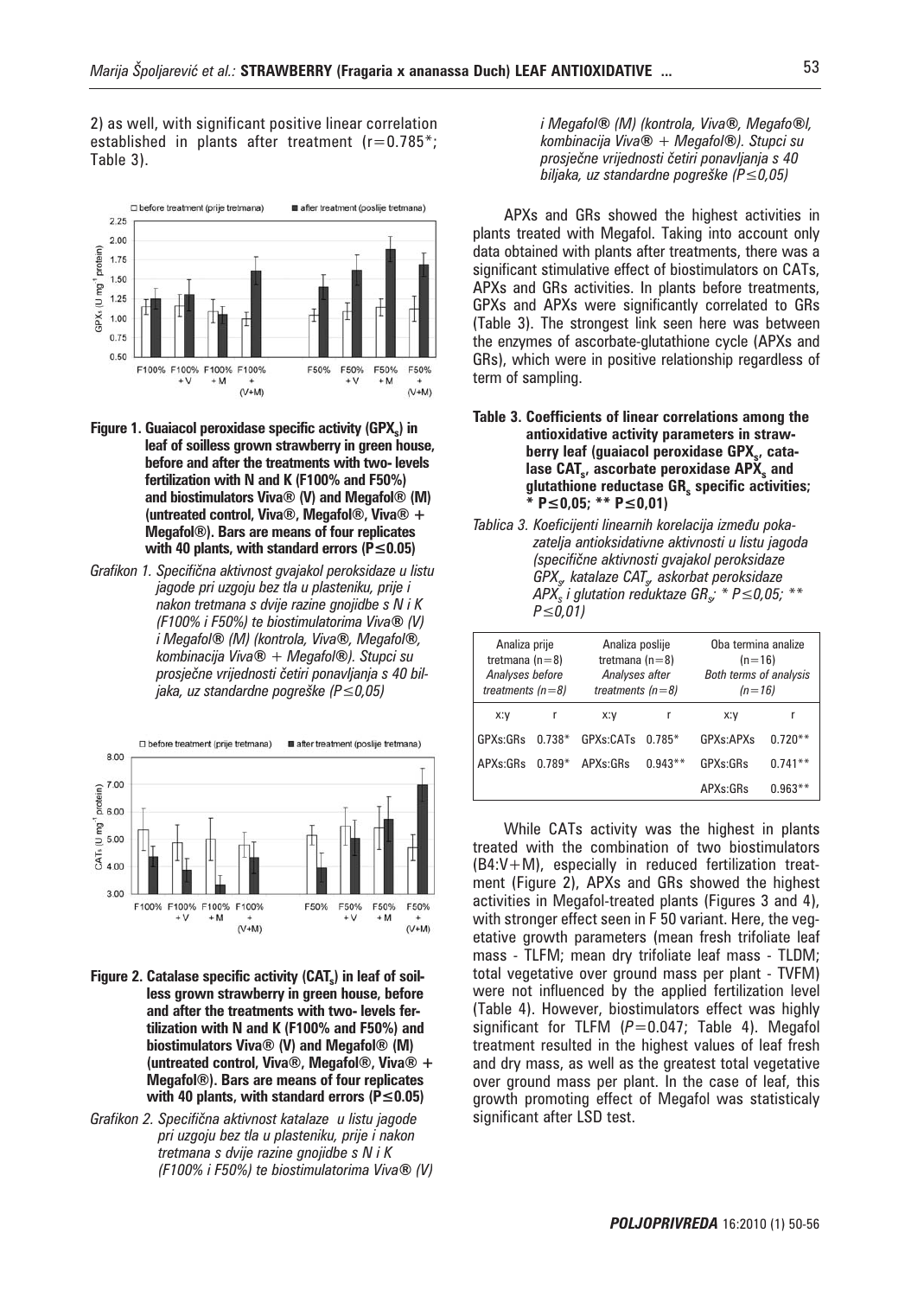2) as well, with significant positive linear correlation established in plants after treatment (r=0.785*; Table 3).

**Figure 1. Guaiacol peroxidase specific activity ($GPX_s$) in leaf of soilless grown strawberry in green house, before and after the treatments with two- levels fertilization with N and K (F100% and F50%) and biostimulators Viva® (V) and Megafol® (M) (untreated control, Viva®, Megafol®, Viva® + Megafol®). Bars are means of four replicates with 40 plants, with standard errors (P≤0.05)**

*Grafikon 1. Specifična aktivnost gvajakol peroksidaze u listu jagode pri uzgoju bez tla u plasteniku, prije i nakon tretmana s dvije razine gnojidbe s N i K (F100% i F50%) te biostimulatorima Viva® (V) i Megafol® (M) (kontrola, Viva®, Megafol®, kombinacija Viva® + Megafol®). Stupci su prosječne vrijednosti četiri ponavljanja s 40 biljaka, uz standardne pogreške (P≤0,05)*

**Figure 2. Catalase specific activity ($CAT_s$) in leaf of soilless grown strawberry in green house, before and after the treatments with two- levels fertilization with N and K (F100% and F50%) and biostimulators Viva® (V) and Megafol® (M) (untreated control, Viva®, Megafol®, Viva® + Megafol®). Bars are means of four replicates with 40 plants, with standard errors (P≤0.05)**

*Grafikon 2. Specifična aktivnost katalaze u listu jagode pri uzgoju bez tla u plasteniku, prije i nakon tretmana s dvije razine gnojidbe s N i K (F100% i F50%) te biostimulatorima Viva® (V) i Megafol® (M) (kontrola, Viva®, Megafo®l, kombinacija Viva® + Megafol®). Stupci su prosječne vrijednosti četiri ponavljanja s 40 biljaka, uz standardne pogreške (P≤0,05)*

APXs and GRs showed the highest activities in plants treated with Megafol. Taking into account only data obtained with plants after treatments, there was a significant stimulative effect of biostimulators on CATs, APXs and GRs activities. In plants before treatments, GPXs and APXs were significantly correlated to GRs (Table 3). The strongest link seen here was between the enzymes of ascorbate-glutathione cycle (APXs and GRs), which were in positive relationship regardless of term of sampling.

**Table 3. Coefficients of linear correlations among the antioxidative activity parameters in strawberry leaf (guaiacol peroxidase $GPX_s$, catalase $CAT_s$, ascorbate peroxidase $APX_s$ and glutathione reductase $GR_s$ specific activities; * P≤0,05; ** P≤0,01)**

*Tablica 3. Koeficijenti linearnih korelacija između pokazatelja antioksidativne aktivnosti u listu jagoda (specifične aktivnosti gvajakol peroksidaze $GPX_s$, katalaze $CAT_s$, askorbat peroksidaze $APX_s$ i glutation reduktaze $GR_s$; * P≤0,05; ** P≤0,01)*

| Analiza prije tretmana (n=8) *Analyses before treatments (n=8)* | | Analiza poslije tretmana (n=8) *Analyses after treatments (n=8)* | | Oba termina analize (n=16) *Both terms of analysis (n=16)* | |
|---|---|---|---|---|---|
| x:y | r | x:y | r | x:y | r |
| GPXs:GRs | 0.738* | GPXs:CATs | 0.785* | GPXs:APXs | 0.720** |
| APXs:GRs | 0.789* | APXs:GRs | 0.943** | GPXs:GRs | 0.741** |
| | | | | APXs:GRs | 0.963** |

While CATs activity was the highest in plants treated with the combination of two biostimulators (B4:V+M), especially in reduced fertilization treatment (Figure 2), APXs and GRs showed the highest activities in Megafol-treated plants (Figures 3 and 4), with stronger effect seen in F 50 variant. Here, the vegetative growth parameters (mean fresh trifoliate leaf mass - TLFM; mean dry trifoliate leaf mass - TLDM; total vegetative over ground mass per plant - TVFM) were not influenced by the applied fertilization level (Table 4). However, biostimulators effect was highly significant for TLFM (*P*=0.047; Table 4). Megafol treatment resulted in the highest values of leaf fresh and dry mass, as well as the greatest total vegetative over ground mass per plant. In the case of leaf, this growth promoting effect of Megafol was statisticaly significant after LSD test.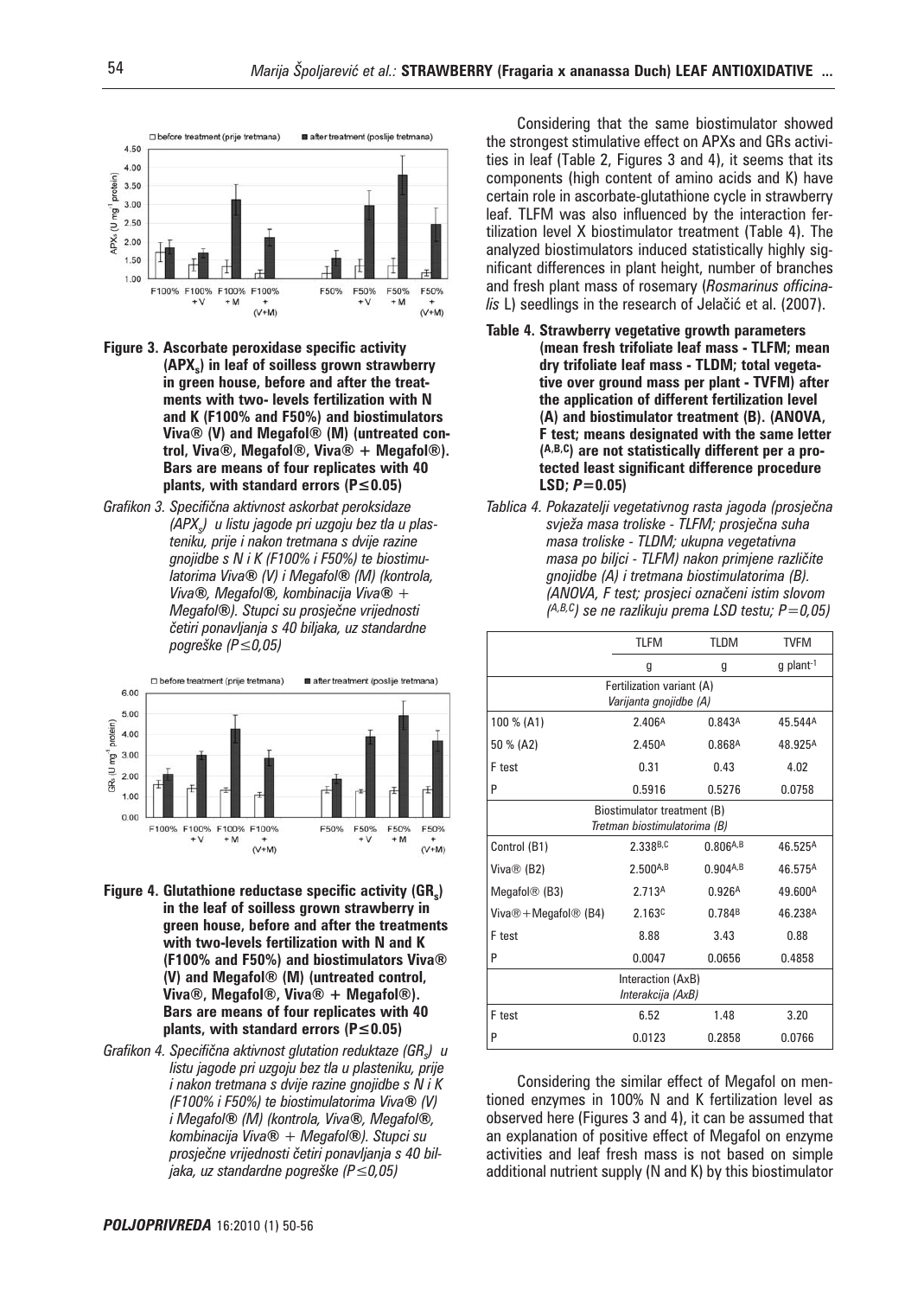**Figure 3. Ascorbate peroxidase specific activity ($APX_s$) in leaf of soilless grown strawberry in green house, before and after the treatments with two- levels fertilization with N and K (F100% and F50%) and biostimulators Viva® (V) and Megafol® (M) (untreated control, Viva®, Megafol®, Viva® + Megafol®). Bars are means of four replicates with 40 plants, with standard errors (P≤0.05)**

*Grafikon 3. Specifična aktivnost askorbat peroksidaze ($APX_s$) u listu jagode pri uzgoju bez tla u plasteniku, prije i nakon tretmana s dvije razine gnojidbe s N i K (F100% i F50%) te biostimulatorima Viva® (V) i Megafol® (M) (kontrola, Viva®, Megafol®, kombinacija Viva® + Megafol®). Stupci su prosječne vrijednosti četiri ponavljanja s 40 biljaka, uz standardne pogreške (P≤0,05)*

**Figure 4. Glutathione reductase specific activity ($GR_s$) in the leaf of soilless grown strawberry in green house, before and after the treatments with two-levels fertilization with N and K (F100% and F50%) and biostimulators Viva® (V) and Megafol® (M) (untreated control, Viva®, Megafol®, Viva® + Megafol®). Bars are means of four replicates with 40 plants, with standard errors (P≤0.05)**

*Grafikon 4. Specifična aktivnost glutation reduktaze ($GR_s$) u listu jagode pri uzgoju bez tla u plasteniku, prije i nakon tretmana s dvije razine gnojidbe s N i K (F100% i F50%) te biostimulatorima Viva® (V) i Megafol® (M) (kontrola, Viva®, Megafol®, kombinacija Viva® + Megafol®). Stupci su prosječne vrijednosti četiri ponavljanja s 40 biljaka, uz standardne pogreške (P≤0,05)*

Considering that the same biostimulator showed the strongest stimulative effect on APXs and GRs activities in leaf (Table 2, Figures 3 and 4), it seems that its components (high content of amino acids and K) have certain role in ascorbate-glutathione cycle in strawberry leaf. TLFM was also influenced by the interaction fertilization level X biostimulator treatment (Table 4). The analyzed biostimulators induced statistically highly significant differences in plant height, number of branches and fresh plant mass of rosemary (*Rosmarinus officinalis* L) seedlings in the research of Jelačić et al. (2007).

**Table 4. Strawberry vegetative growth parameters (mean fresh trifoliate leaf mass - TLFM; mean dry trifoliate leaf mass - TLDM; total vegetative over ground mass per plant - TVFM) after the application of different fertilization level (A) and biostimulator treatment (B). (ANOVA, F test; means designated with the same letter (A,B,C) are not statistically different per a protected least significant difference procedure LSD; *P*=0.05)**

*Tablica 4. Pokazatelji vegetativnog rasta jagoda (prosječna svježa masa troliske - TLFM; prosječna suha masa troliske - TLDM; ukupna vegetativna masa po biljci - TLFM) nakon primjene različite gnojidbe (A) i tretmana biostimulatorima (B). (ANOVA, F test; prosjeci označeni istim slovom (A,B,C) se ne razlikuju prema LSD testu; P=0,05)*

| | TLFM | TLDM | TVFM |
|---|---|---|---|
| | g | g | g plant$^{-1}$ |
| Fertilization variant (A) *Varijanta gnojidbe (A)* | | | |
| 100 % (A1) | 2.406$^{A}$ | 0.843$^{A}$ | 45.544$^{A}$ |
| 50 % (A2) | 2.450$^{A}$ | 0.868$^{A}$ | 48.925$^{A}$ |
| F test | 0.31 | 0.43 | 4.02 |
| P | 0.5916 | 0.5276 | 0.0758 |
| Biostimulator treatment (B) *Tretman biostimulatorima (B)* | | | |
| Control (B1) | 2.338$^{B,C}$ | 0.806$^{A,B}$ | 46.525$^{A}$ |
| Viva® (B2) | 2.500$^{A,B}$ | 0.904$^{A,B}$ | 46.575$^{A}$ |
| Megafol® (B3) | 2.713$^{A}$ | 0.926$^{A}$ | 49.600$^{A}$ |
| Viva®+Megafol® (B4) | 2.163$^{C}$ | 0.784$^{B}$ | 46.238$^{A}$ |
| F test | 8.88 | 3.43 | 0.88 |
| P | 0.0047 | 0.0656 | 0.4858 |
| Interaction (AxB) *Interakcija (AxB)* | | | |
| F test | 6.52 | 1.48 | 3.20 |
| P | 0.0123 | 0.2858 | 0.0766 |

Considering the similar effect of Megafol on mentioned enzymes in 100% N and K fertilization level as observed here (Figures 3 and 4), it can be assumed that an explanation of positive effect of Megafol on enzyme activities and leaf fresh mass is not based on simple additional nutrient supply (N and K) by this biostimulator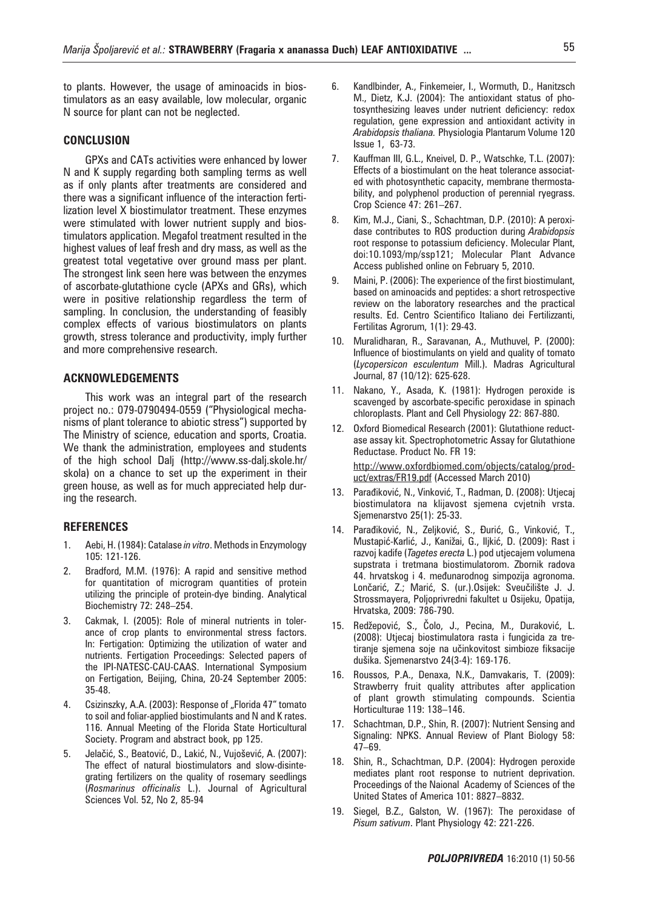to plants. However, the usage of aminoacids in biostimulators as an easy available, low molecular, organic N source for plant can not be neglected.

## CONCLUSION

GPXs and CATs activities were enhanced by lower N and K supply regarding both sampling terms as well as if only plants after treatments are considered and there was a significant influence of the interaction fertilization level X biostimulator treatment. These enzymes were stimulated with lower nutrient supply and biostimulators application. Megafol treatment resulted in the highest values of leaf fresh and dry mass, as well as the greatest total vegetative over ground mass per plant. The strongest link seen here was between the enzymes of ascorbate-glutathione cycle (APXs and GRs), which were in positive relationship regardless the term of sampling. In conclusion, the understanding of feasibly complex effects of various biostimulators on plants growth, stress tolerance and productivity, imply further and more comprehensive research.

## ACKNOWLEDGEMENTS

This work was an integral part of the research project no.: 079-0790494-0559 ("Physiological mechanisms of plant tolerance to abiotic stress") supported by The Ministry of science, education and sports, Croatia. We thank the administration, employees and students of the high school Dalj (http://www.ss-dalj.skole.hr/skola) on a chance to set up the experiment in their green house, as well as for much appreciated help during the research.

## REFERENCES

1. Aebi, H. (1984): Catalase *in vitro*. Methods in Enzymology 105: 121-126.
2. Bradford, M.M. (1976): A rapid and sensitive method for quantitation of microgram quantities of protein utilizing the principle of protein-dye binding. Analytical Biochemistry 72: 248–254.
3. Cakmak, I. (2005): Role of mineral nutrients in tolerance of crop plants to environmental stress factors. In: Fertigation: Optimizing the utilization of water and nutrients. Fertigation Proceedings: Selected papers of the IPI-NATESC-CAU-CAAS. International Symposium on Fertigation, Beijing, China, 20-24 September 2005: 35-48.
4. Csizinszky, A.A. (2003): Response of „Florida 47" tomato to soil and foliar-applied biostimulants and N and K rates. 116. Annual Meeting of the Florida State Horticultural Society. Program and abstract book, pp 125.
5. Jelačić, S., Beatović, D., Lakić, N., Vujošević, A. (2007): The effect of natural biostimulators and slow-disintegrating fertilizers on the quality of rosemary seedlings (*Rosmarinus officinalis* L.). Journal of Agricultural Sciences Vol. 52, No 2, 85-94
6. Kandlbinder, A., Finkemeier, I., Wormuth, D., Hanitzsch M., Dietz, K.J. (2004): The antioxidant status of photosynthesizing leaves under nutrient deficiency: redox regulation, gene expression and antioxidant activity in *Arabidopsis thaliana*. Physiologia Plantarum Volume 120 Issue 1, 63-73.
7. Kauffman III, G.L., Kneivel, D. P., Watschke, T.L. (2007): Effects of a biostimulant on the heat tolerance associated with photosynthetic capacity, membrane thermostability, and polyphenol production of perennial ryegrass. Crop Science 47: 261–267.
8. Kim, M.J., Ciani, S., Schachtman, D.P. (2010): A peroxidase contributes to ROS production during *Arabidopsis* root response to potassium deficiency. Molecular Plant, doi:10.1093/mp/ssp121; Molecular Plant Advance Access published online on February 5, 2010.
9. Maini, P. (2006): The experience of the first biostimulant, based on aminoacids and peptides: a short retrospective review on the laboratory researches and the practical results. Ed. Centro Scientifico Italiano dei Fertilizzanti, Fertilitas Agrorum, 1(1): 29-43.
10. Muralidharan, R., Saravanan, A., Muthuvel, P. (2000): Influence of biostimulants on yield and quality of tomato (*Lycopersicon esculentum* Mill.). Madras Agricultural Journal, 87 (10/12): 625-628.
11. Nakano, Y., Asada, K. (1981): Hydrogen peroxide is scavenged by ascorbate-specific peroxidase in spinach chloroplasts. Plant and Cell Physiology 22: 867-880.
12. Oxford Biomedical Research (2001): Glutathione reductase assay kit. Spectrophotometric Assay for Glutathione Reductase. Product No. FR 19: http://www.oxfordbiomed.com/objects/catalog/product/extras/FR19.pdf (Accessed March 2010)
13. Parađiković, N., Vinković, T., Radman, D. (2008): Utjecaj biostimulatora na klijavost sjemena cvjetnih vrsta. Sjemenarstvo 25(1): 25-33.
14. Parađiković, N., Zeljković, S., Đurić, G., Vinković, T., Mustapić-Karlić, J., Kanižai, G., Iljkić, D. (2009): Rast i razvoj kadife (*Tagetes erecta* L.) pod utjecajem volumena supstrata i tretmana biostimulatorom. Zbornik radova 44. hrvatskog i 4. međunarodnog simpozija agronoma. Lončarić, Z.; Marić, S. (ur.).Osijek: Sveučilište J. J. Strossmayera, Poljoprivredni fakultet u Osijeku, Opatija, Hrvatska, 2009: 786-790.
15. Redžepović, S., Čolo, J., Pecina, M., Duraković, L. (2008): Utjecaj biostimulatora rasta i fungicida za tretiranje sjemena soje na učinkovitost simbioze fiksacije dušika. Sjemenarstvo 24(3-4): 169-176.
16. Roussos, P.A., Denaxa, N.K., Damvakaris, T. (2009): Strawberry fruit quality attributes after application of plant growth stimulating compounds. Scientia Horticulturae 119: 138–146.
17. Schachtman, D.P., Shin, R. (2007): Nutrient Sensing and Signaling: NPKS. Annual Review of Plant Biology 58: 47–69.
18. Shin, R., Schachtman, D.P. (2004): Hydrogen peroxide mediates plant root response to nutrient deprivation. Proceedings of the Naional Academy of Sciences of the United States of America 101: 8827–8832.
19. Siegel, B.Z., Galston, W. (1967): The peroxidase of *Pisum sativum*. Plant Physiology 42: 221-226.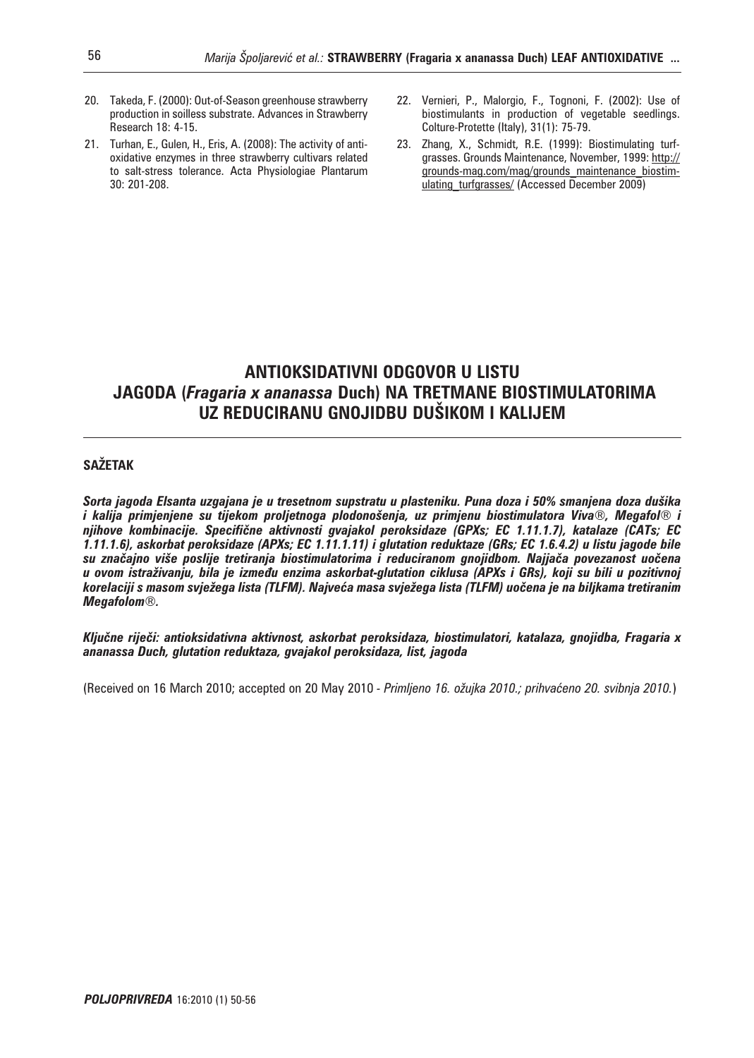20. Takeda, F. (2000): Out-of-Season greenhouse strawberry production in soilless substrate. Advances in Strawberry Research 18: 4-15.
21. Turhan, E., Gulen, H., Eris, A. (2008): The activity of antioxidative enzymes in three strawberry cultivars related to salt-stress tolerance. Acta Physiologiae Plantarum 30: 201-208.
22. Vernieri, P., Malorgio, F., Tognoni, F. (2002): Use of biostimulants in production of vegetable seedlings. Colture-Protette (Italy), 31(1): 75-79.
23. Zhang, X., Schmidt, R.E. (1999): Biostimulating turfgrasses. Grounds Maintenance, November, 1999: http://grounds-mag.com/mag/grounds_maintenance_biostimulating_turfgrasses/ (Accessed December 2009)

# ANTIOKSIDATIVNI ODGOVOR U LISTU JAGODA (*Fragaria x ananassa* Duch) NA TRETMANE BIOSTIMULATORIMA UZ REDUCIRANU GNOJIDBU DUŠIKOM I KALIJEM

## SAŽETAK

***Sorta jagoda Elsanta uzgajana je u tresetnom supstratu u plasteniku. Puna doza i 50% smanjena doza dušika i kalija primjenjene su tijekom proljetnoga plodonošenja, uz primjenu biostimulatora Viva®, Megafol® i njihove kombinacije. Specifične aktivnosti gvajakol peroksidaze (GPXs; EC 1.11.1.7), katalaze (CATs; EC 1.11.1.6), askorbat peroksidaze (APXs; EC 1.11.1.11) i glutation reduktaze (GRs; EC 1.6.4.2) u listu jagode bile su značajno više poslije tretiranja biostimulatorima i reduciranom gnojidbom. Najjača povezanost uočena u ovom istraživanju, bila je između enzima askorbat-glutation ciklusa (APXs i GRs), koji su bili u pozitivnoj korelaciji s masom svježega lista (TLFM). Najveća masa svježega lista (TLFM) uočena je na biljkama tretiranim Megafolom®.***

***Ključne riječi: antioksidativna aktivnost, askorbat peroksidaza, biostimulatori, katalaza, gnojidba, Fragaria x ananassa Duch, glutation reduktaza, gvajakol peroksidaza, list, jagoda***

(Received on 16 March 2010; accepted on 20 May 2010 - *Primljeno 16. ožujka 2010.; prihvaćeno 20. svibnja 2010.*)